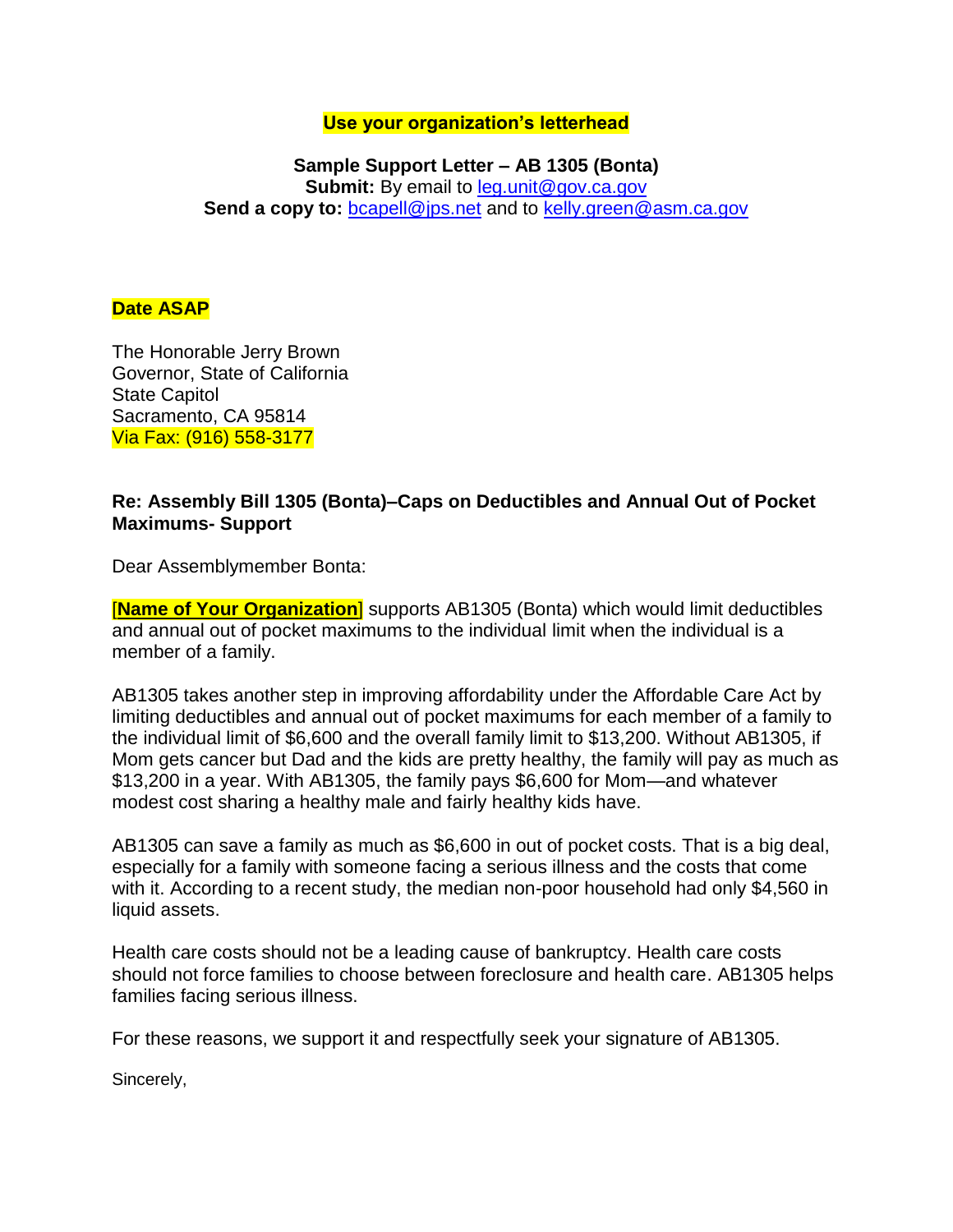**Use your organization's letterhead**

**Sample Support Letter – AB 1305 (Bonta)**
**Submit:** By email to leg.unit@gov.ca.gov
**Send a copy to:** bcapell@jps.net and to kelly.green@asm.ca.gov

**Date ASAP**

The Honorable Jerry Brown
Governor, State of California
State Capitol
Sacramento, CA 95814
Via Fax: (916) 558-3177

**Re: Assembly Bill 1305 (Bonta)–Caps on Deductibles and Annual Out of Pocket Maximums- Support**

Dear Assemblymember Bonta:

[**Name of Your Organization**] supports AB1305 (Bonta) which would limit deductibles and annual out of pocket maximums to the individual limit when the individual is a member of a family.

AB1305 takes another step in improving affordability under the Affordable Care Act by limiting deductibles and annual out of pocket maximums for each member of a family to the individual limit of $6,600 and the overall family limit to $13,200. Without AB1305, if Mom gets cancer but Dad and the kids are pretty healthy, the family will pay as much as $13,200 in a year. With AB1305, the family pays $6,600 for Mom—and whatever modest cost sharing a healthy male and fairly healthy kids have.

AB1305 can save a family as much as $6,600 in out of pocket costs. That is a big deal, especially for a family with someone facing a serious illness and the costs that come with it. According to a recent study, the median non-poor household had only $4,560 in liquid assets.

Health care costs should not be a leading cause of bankruptcy. Health care costs should not force families to choose between foreclosure and health care. AB1305 helps families facing serious illness.

For these reasons, we support it and respectfully seek your signature of AB1305.

Sincerely,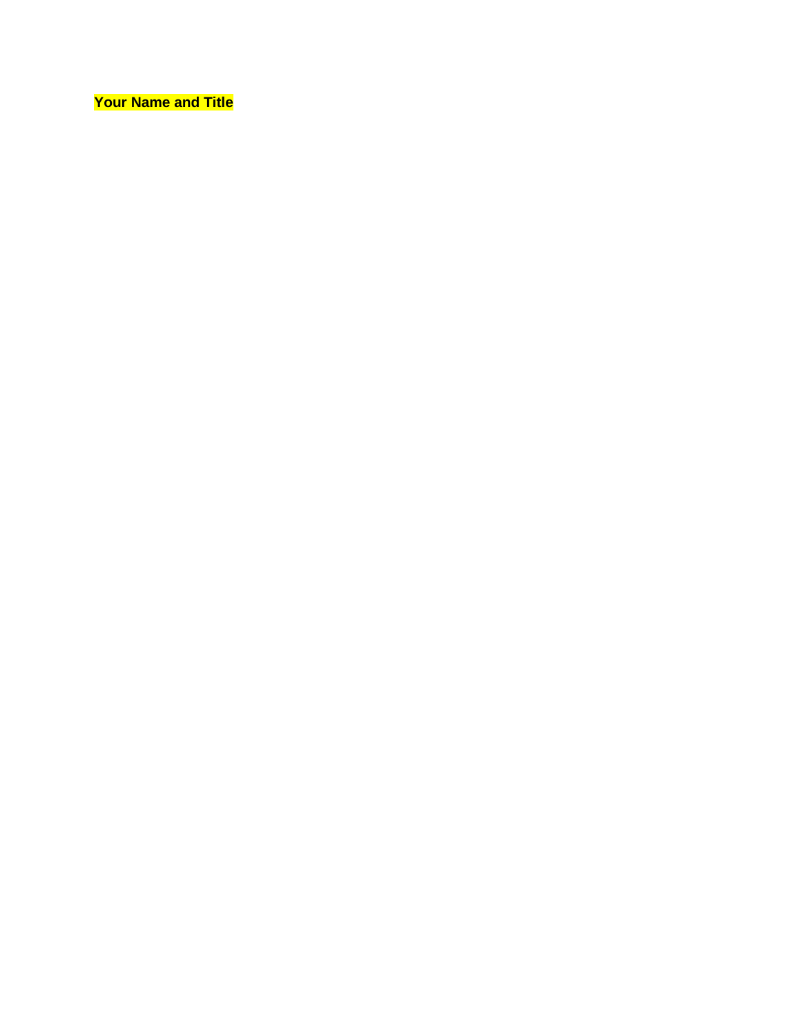**Your Name and Title**